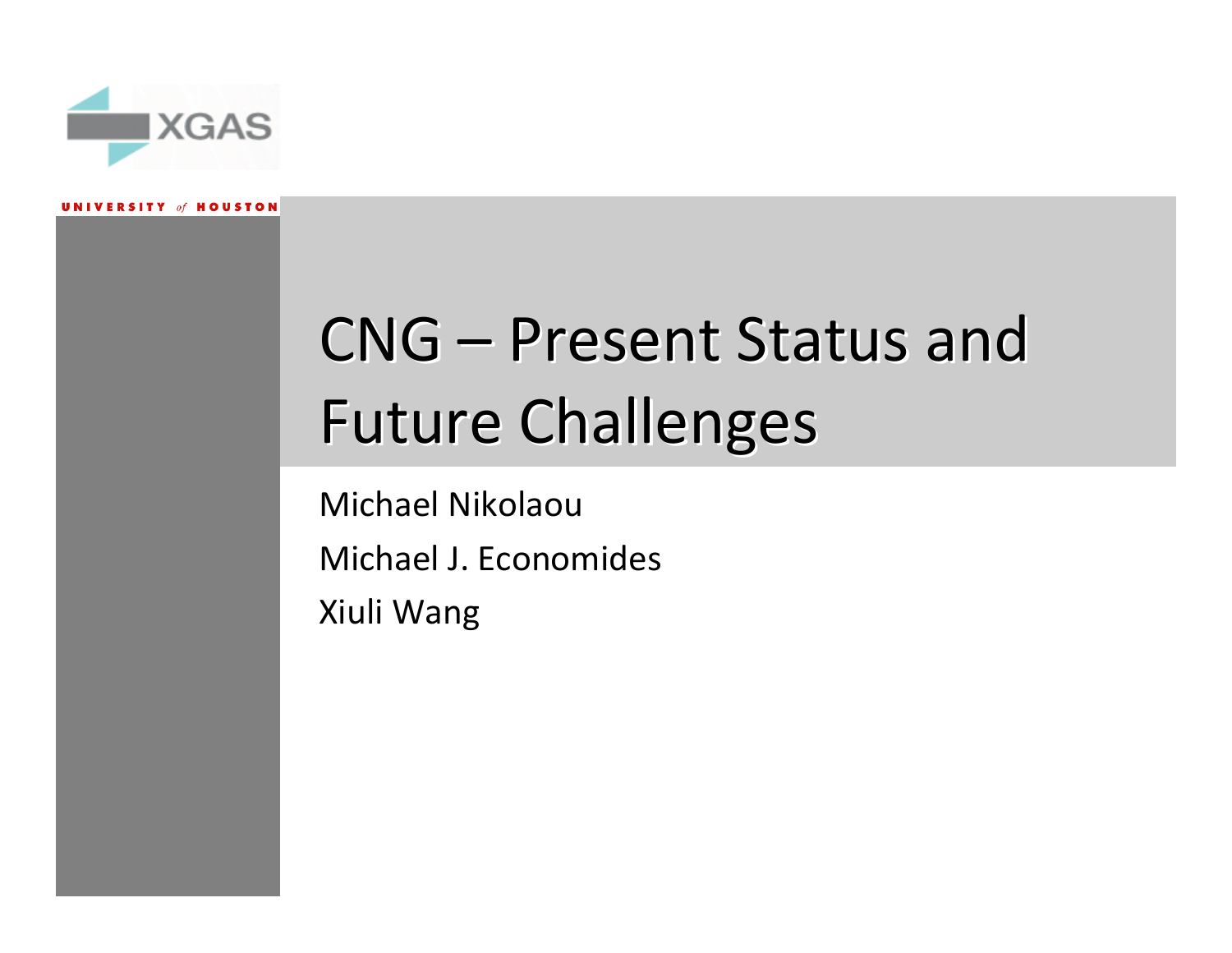XGAS

UNIVERSITY *of* HOUSTON

# CNG – Present Status and Future Challenges

Michael Nikolaou

Michael J. Economides

Xiuli Wang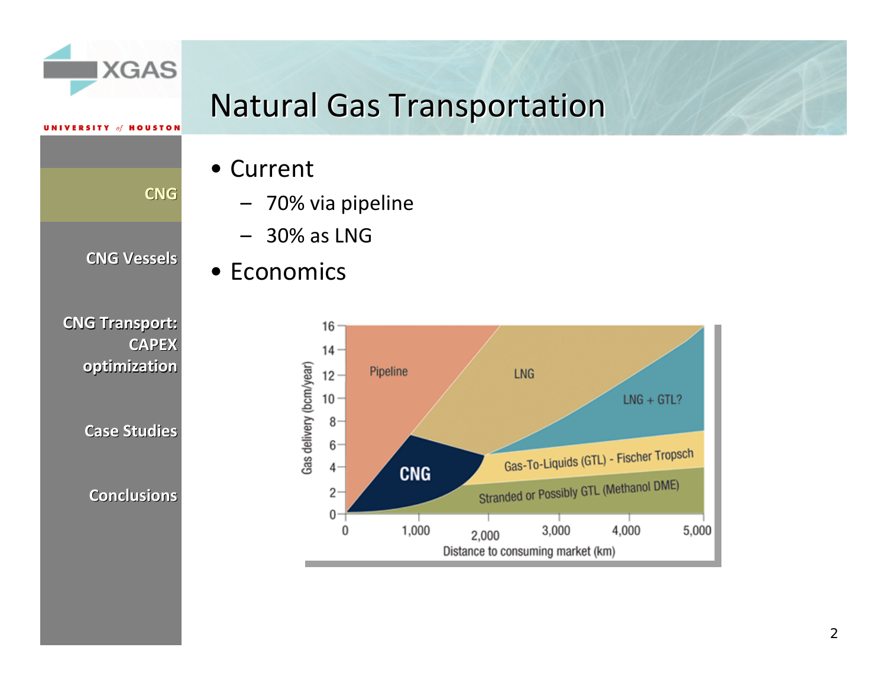# Natural Gas Transportation

- CNG
- CNG Vessels
- CNG Transport: CAPEX optimization
- Case Studies
- Conclusions

- Current
  - 70% via pipeline
  - 30% as LNG
- Economics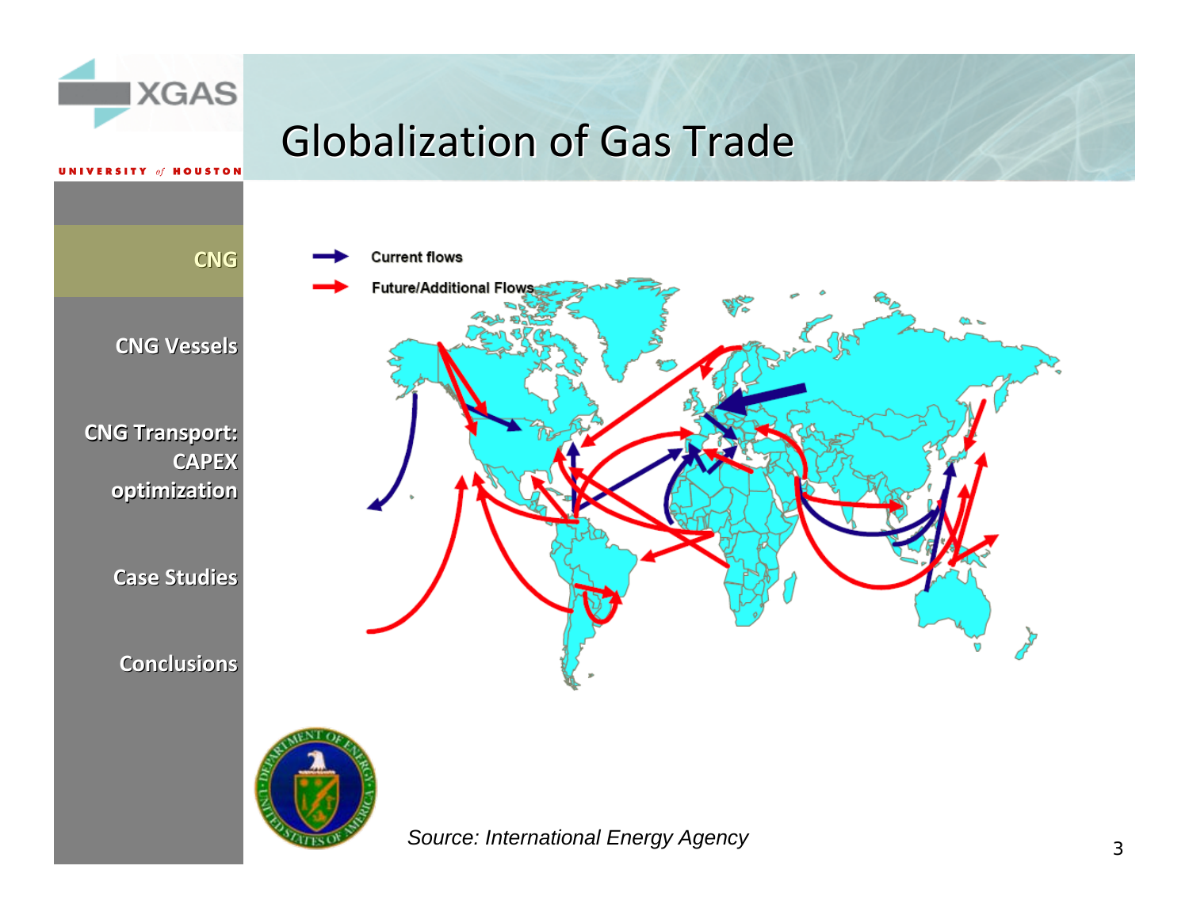# Globalization of Gas Trade

- CNG
- CNG Vessels
- CNG Transport: CAPEX optimization
- Case Studies
- Conclusions

Current flows

Future/Additional Flows

*Source: International Energy Agency*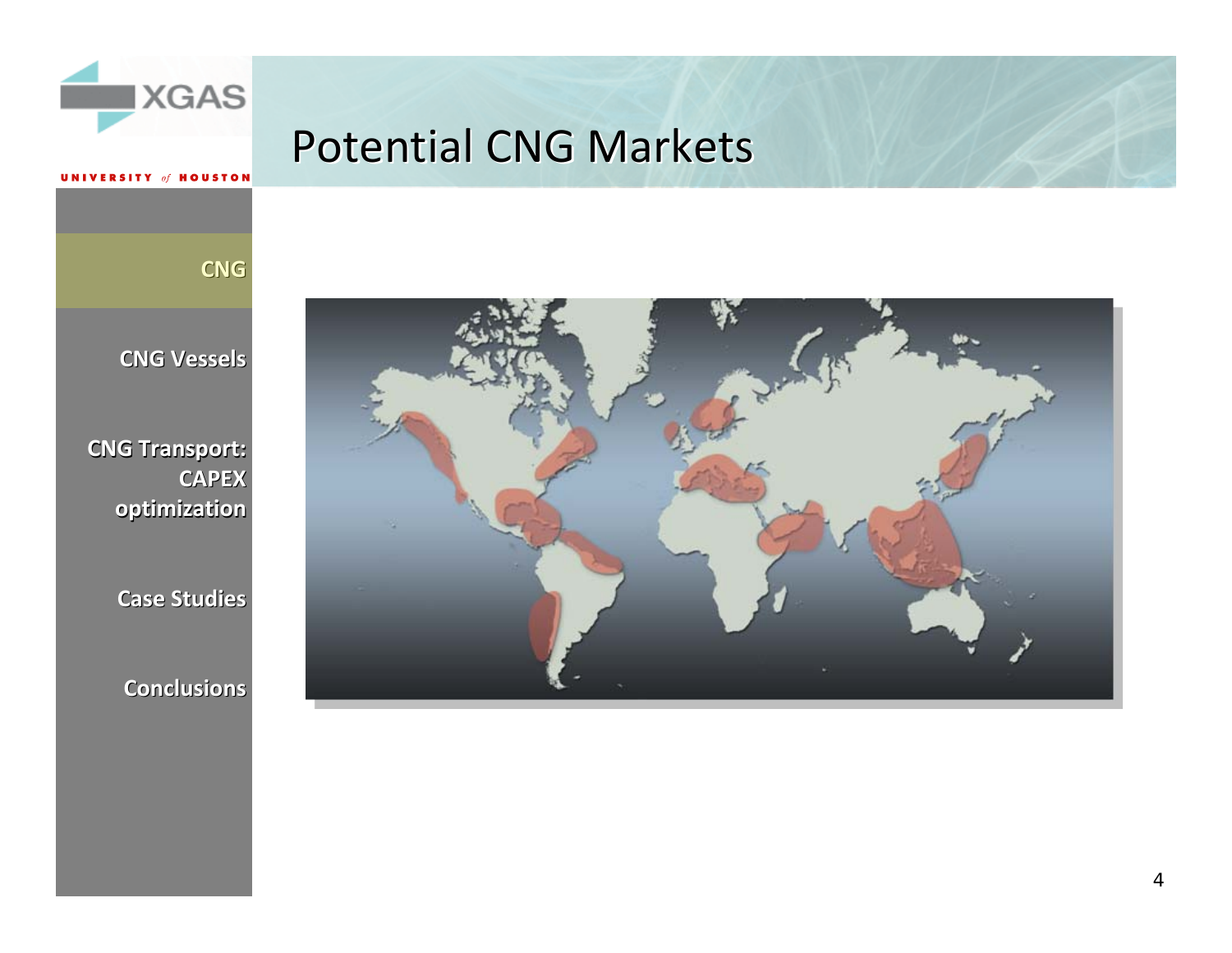# Potential CNG Markets

- CNG
- CNG Vessels
- CNG Transport: CAPEX optimization
- Case Studies
- Conclusions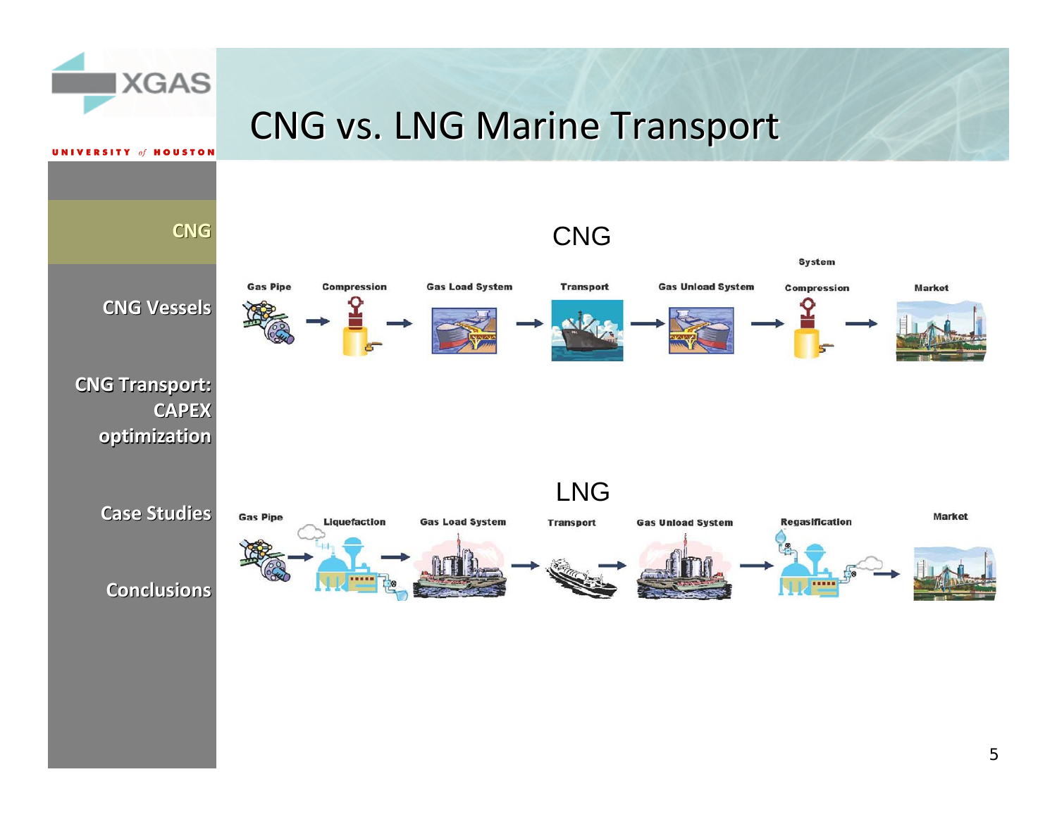# CNG vs. LNG Marine Transport

- CNG
- CNG Vessels
- CNG Transport: CAPEX optimization
- Case Studies
- Conclusions

## CNG

Gas Pipe → Compression → Gas Load System → Transport → Gas Unload System → System Compression → Market

## LNG

Gas Pipe → Liquefaction → Gas Load System → Transport → Gas Unload System → Regasification → Market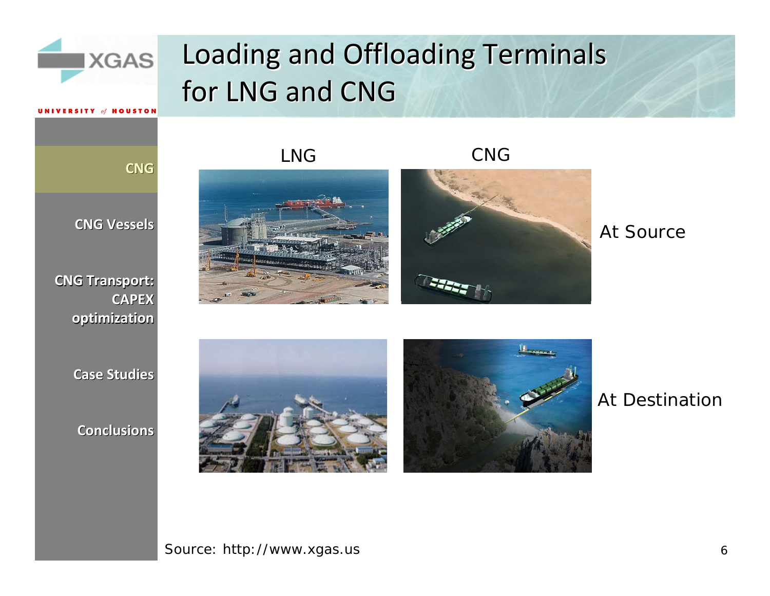# Loading and Offloading Terminals for LNG and CNG

- CNG
- CNG Vessels
- CNG Transport: CAPEX optimization
- Case Studies
- Conclusions

| | LNG | CNG |
|---|---|---|
| At Source | | |
| At Destination | | |

Source: http://www.xgas.us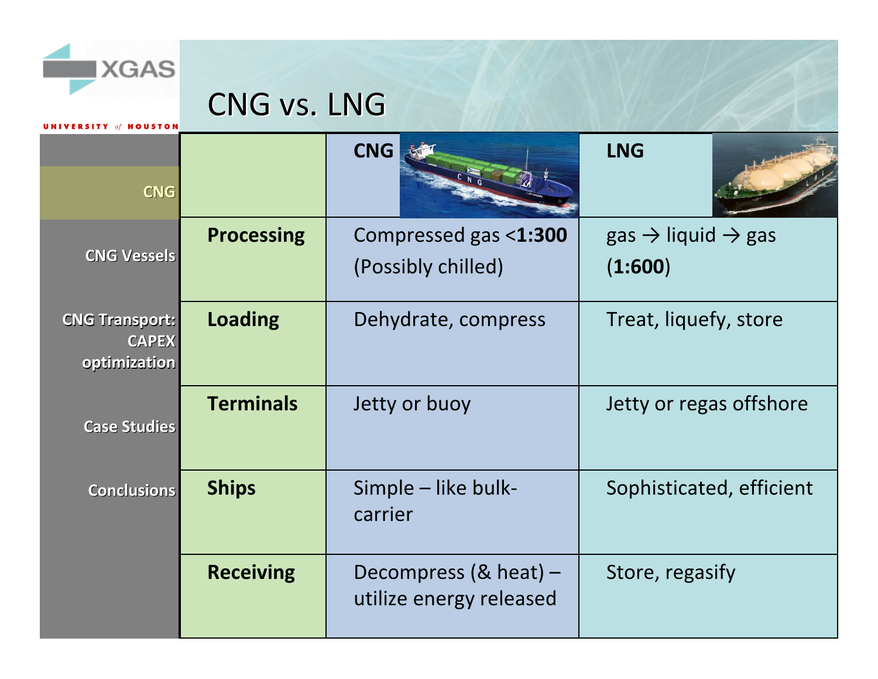# CNG vs. LNG

| | CNG | LNG |
|---|---|---|
| **Processing** | Compressed gas <**1:300** (Possibly chilled) | gas → liquid → gas (**1:600**) |
| **Loading** | Dehydrate, compress | Treat, liquefy, store |
| **Terminals** | Jetty or buoy | Jetty or regas offshore |
| **Ships** | Simple – like bulk-carrier | Sophisticated, efficient |
| **Receiving** | Decompress (& heat) – utilize energy released | Store, regasify |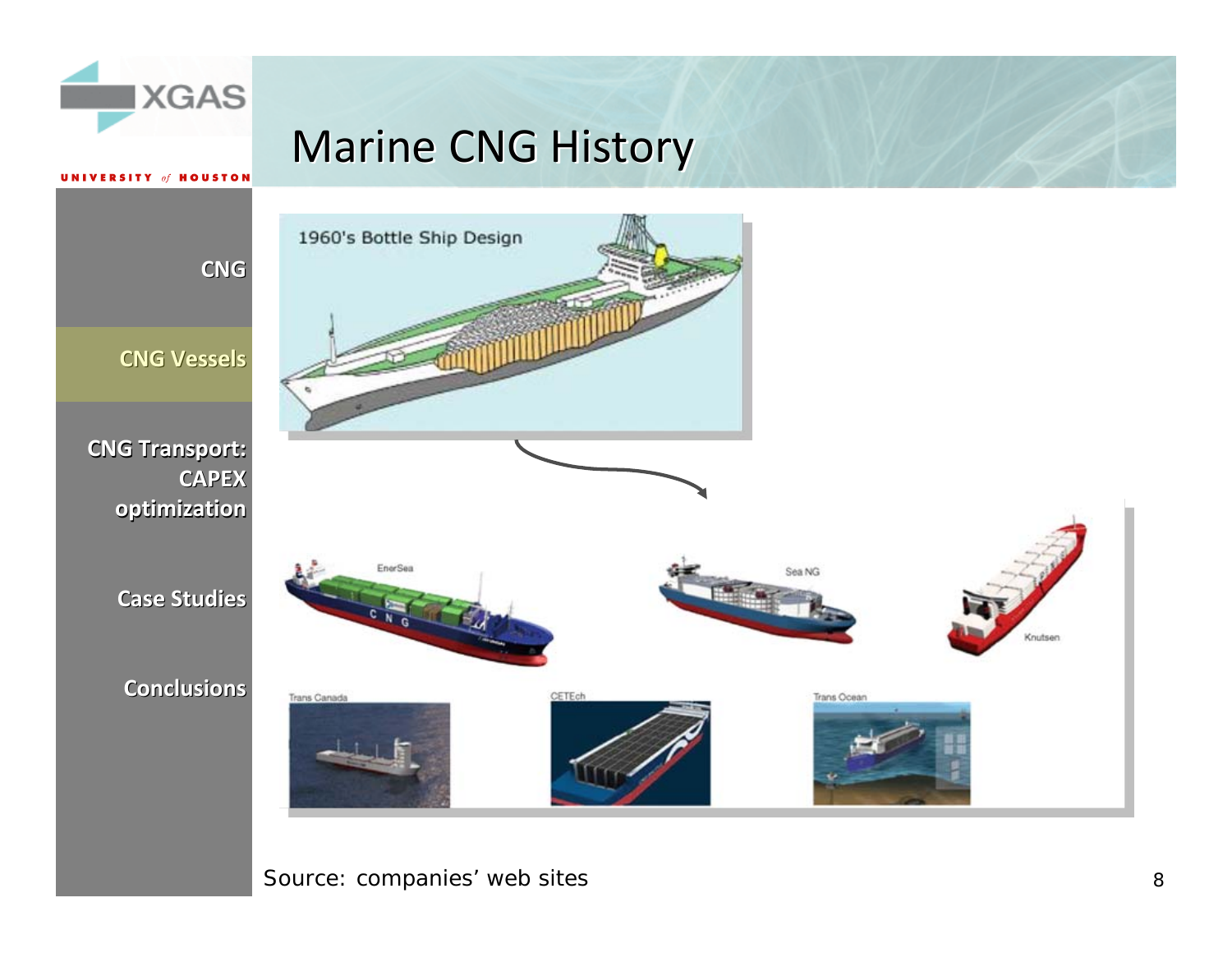# Marine CNG History

- CNG
- **CNG Vessels**
- CNG Transport: CAPEX optimization
- Case Studies
- Conclusions

1960's Bottle Ship Design

EnerSea

Sea NG

Knutsen

Trans Canada

CETEch

Trans Ocean

Source: companies' web sites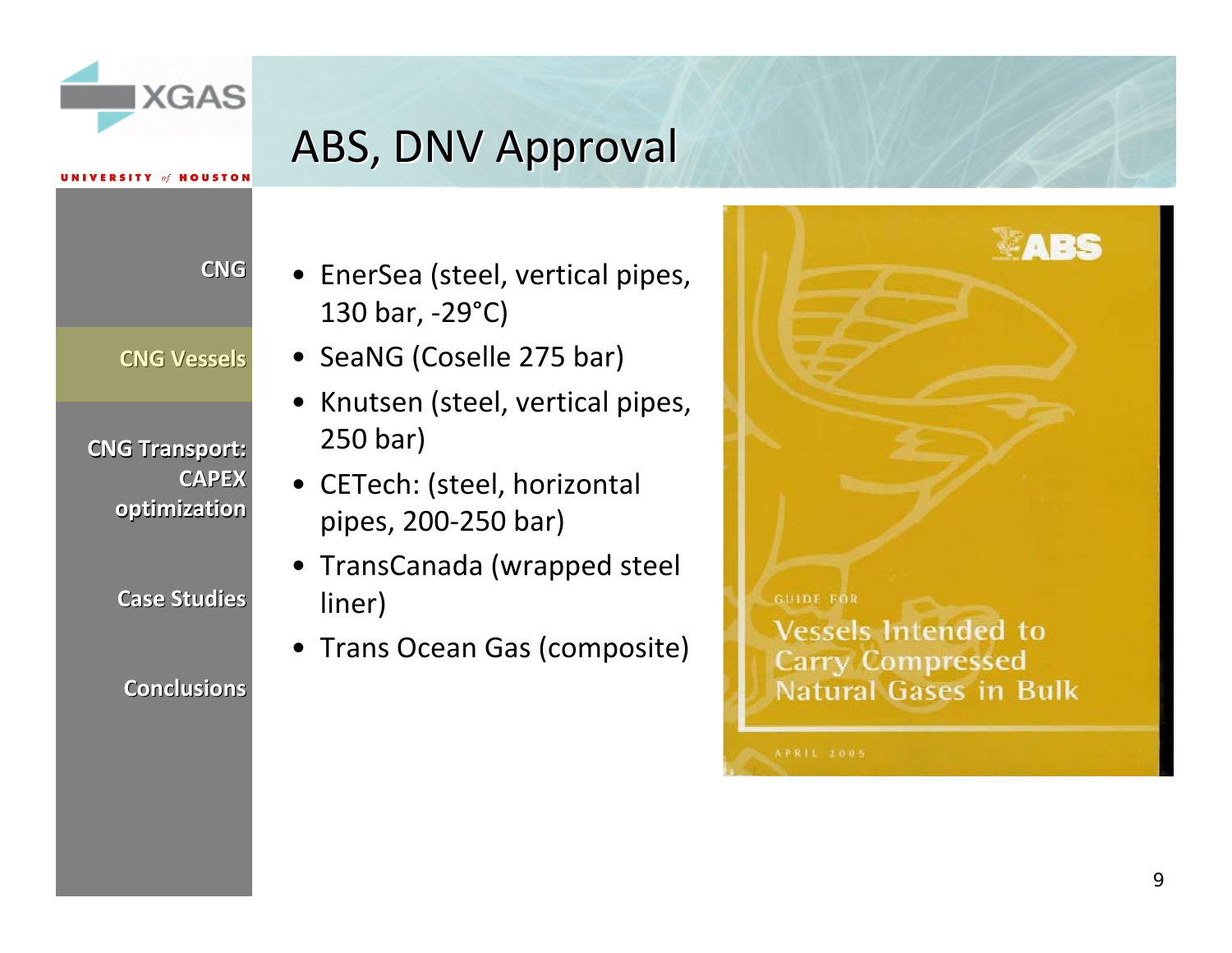# ABS, DNV Approval

- EnerSea (steel, vertical pipes, 130 bar, -29°C)
- SeaNG (Coselle 275 bar)
- Knutsen (steel, vertical pipes, 250 bar)
- CETech: (steel, horizontal pipes, 200-250 bar)
- TransCanada (wrapped steel liner)
- Trans Ocean Gas (composite)

ABS

GUIDE FOR

Vessels Intended to Carry Compressed Natural Gases in Bulk

APRIL 2005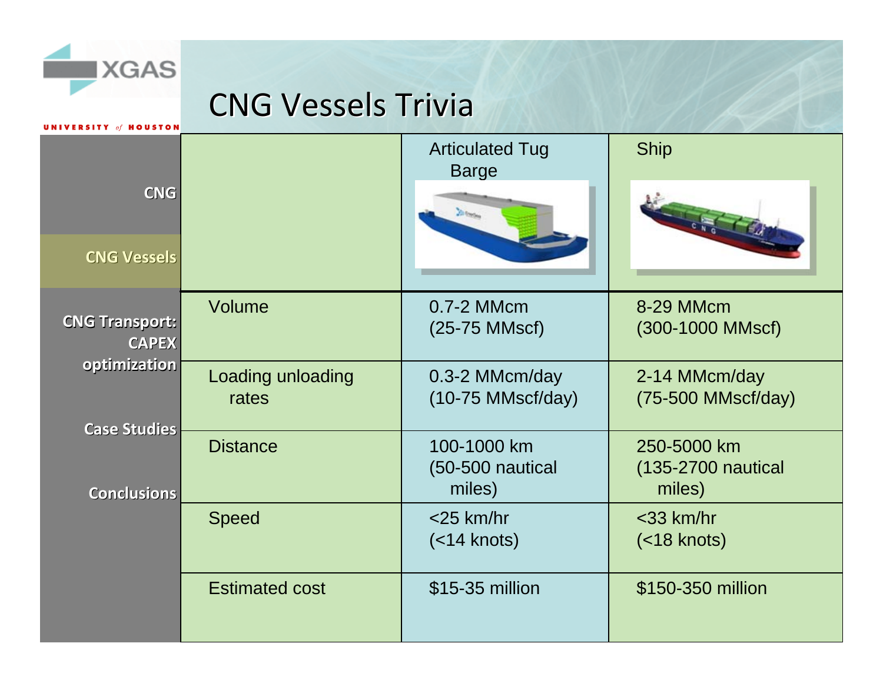# CNG Vessels Trivia

CNG

CNG Vessels

CNG Transport: CAPEX optimization

Case Studies

Conclusions

| | Articulated Tug Barge | Ship |
|---|---|---|
| Volume | 0.7-2 MMcm (25-75 MMscf) | 8-29 MMcm (300-1000 MMscf) |
| Loading unloading rates | 0.3-2 MMcm/day (10-75 MMscf/day) | 2-14 MMcm/day (75-500 MMscf/day) |
| Distance | 100-1000 km (50-500 nautical miles) | 250-5000 km (135-2700 nautical miles) |
| Speed | <25 km/hr (<14 knots) | <33 km/hr (<18 knots) |
| Estimated cost | $15-35 million | $150-350 million |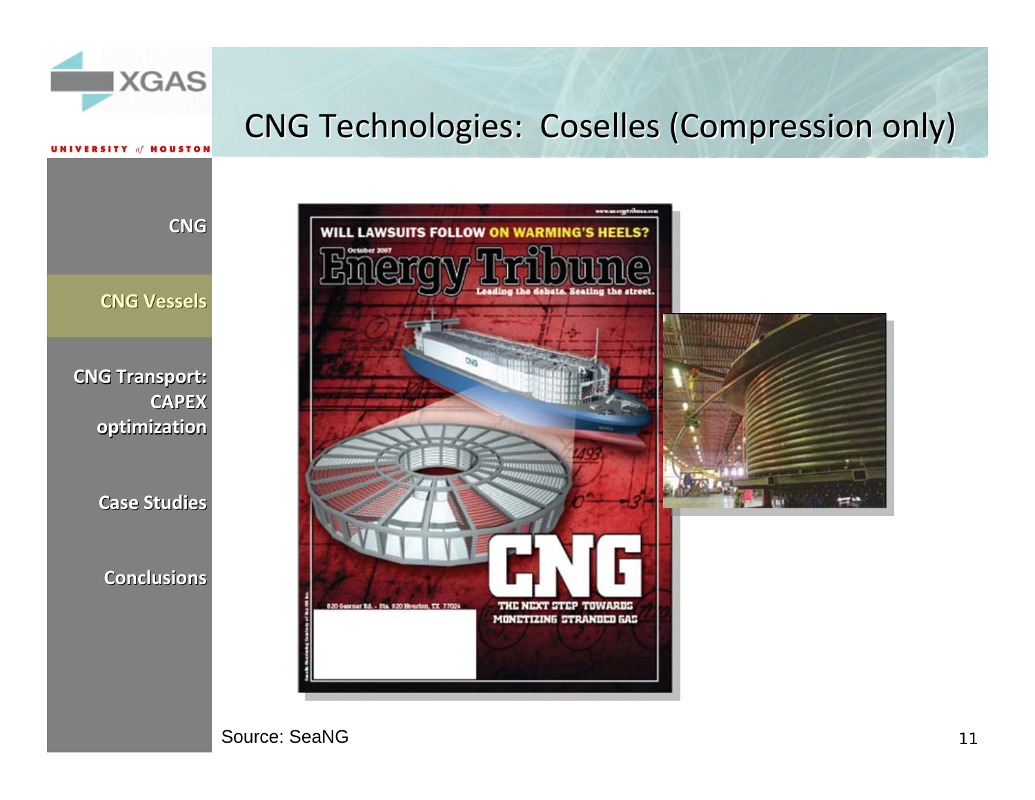# CNG Technologies: Coselles (Compression only)

- CNG
- **CNG Vessels**
- CNG Transport: CAPEX optimization
- Case Studies
- Conclusions

Source: SeaNG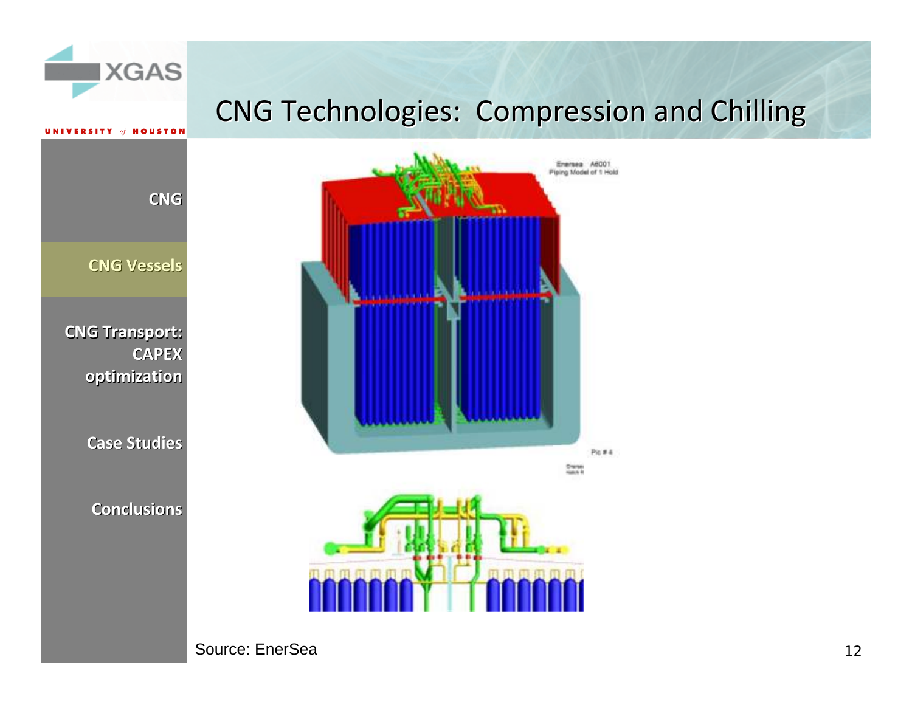# CNG Technologies: Compression and Chilling

- CNG
- **CNG Vessels**
- CNG Transport: CAPEX optimization
- Case Studies
- Conclusions

Enersea A6001
Piping Model of 1 Hold

Pic # 4

Source: EnerSea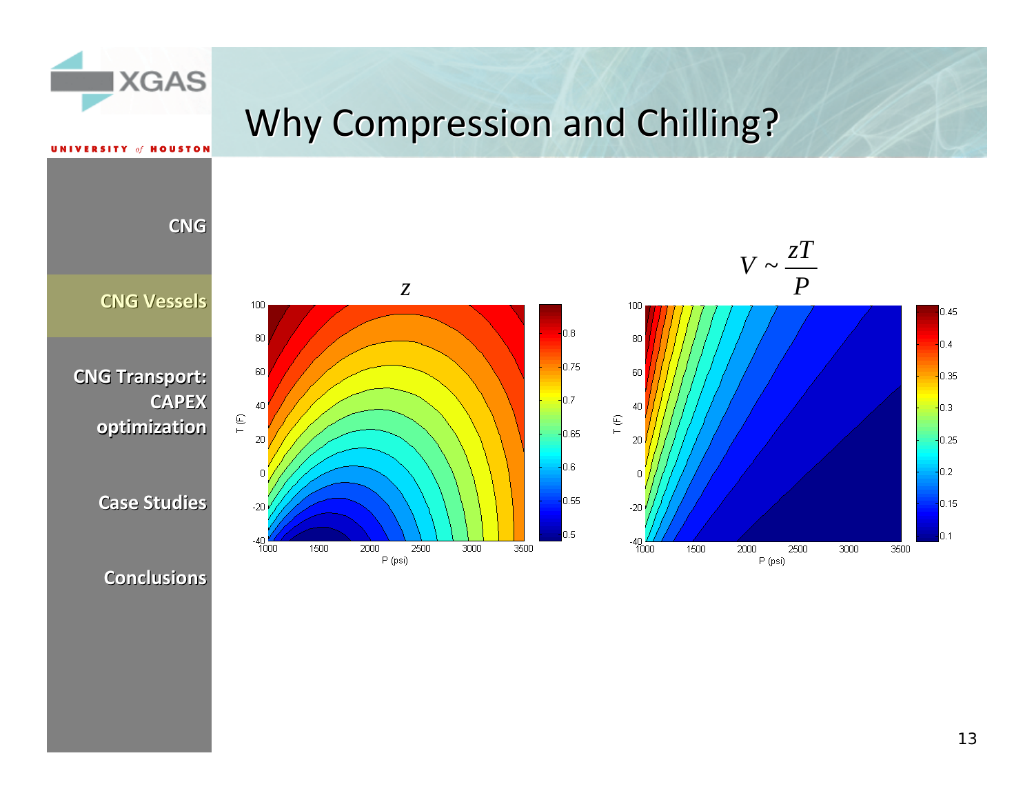# Why Compression and Chilling?

- CNG
- **CNG Vessels**
- CNG Transport: CAPEX optimization
- Case Studies
- Conclusions

$z$

$$V \sim \frac{zT}{P}$$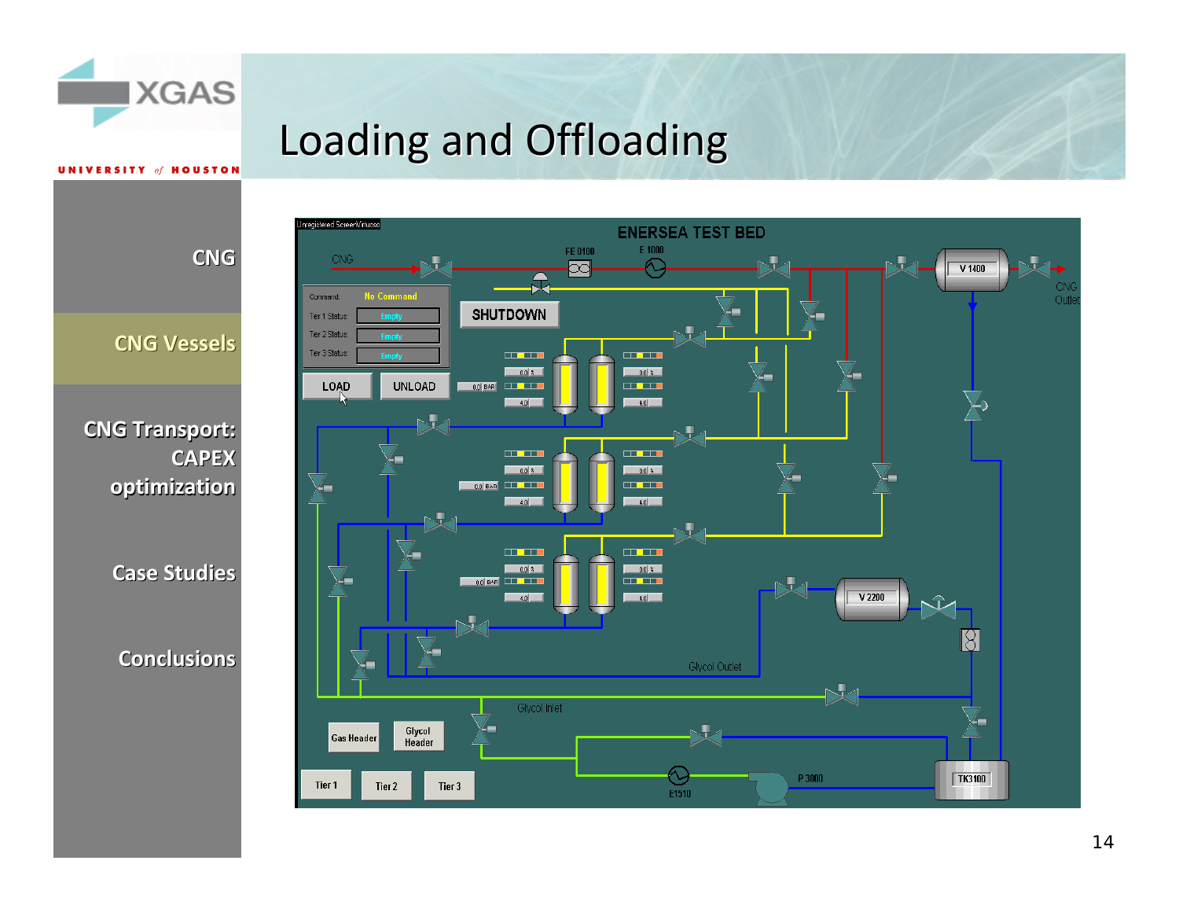# Loading and Offloading

- CNG
- CNG Vessels
- CNG Transport: CAPEX optimization
- Case Studies
- Conclusions

ENERSEA TEST BED

CNG | FE 0100 | E 1000 | V 1400 | CNG Outlet

Command: No Command
Tier 1 Status: Empty
Tier 2 Status: Empty
Tier 3 Status: Empty

SHUTDOWN

LOAD | UNLOAD

V 2200

Glycol Outlet

Glycol Inlet

Gas Header | Glycol Header

Tier 1 | Tier 2 | Tier 3

E1510 | P 3000 | TK3100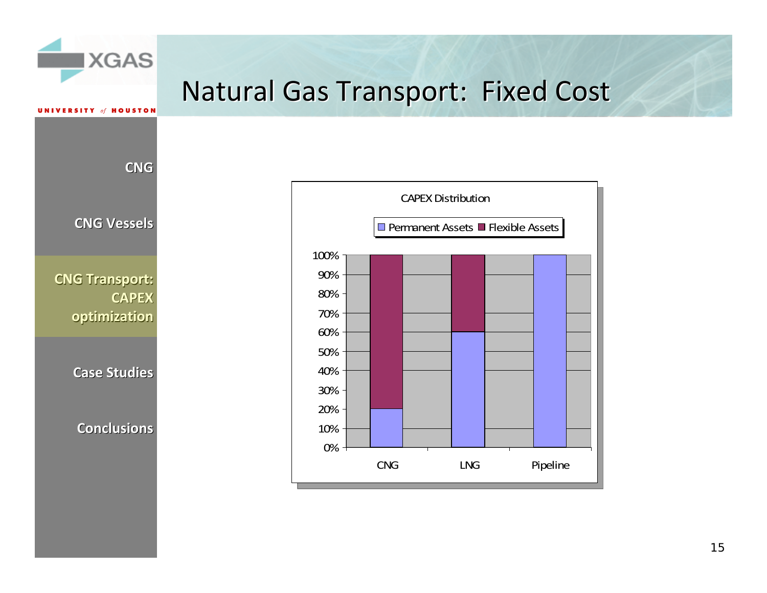# Natural Gas Transport: Fixed Cost

- CNG
- CNG Vessels
- **CNG Transport: CAPEX optimization**
- Case Studies
- Conclusions

CAPEX Distribution

Permanent Assets | Flexible Assets

| | Permanent Assets | Flexible Assets |
|---|---|---|
| CNG | 20% | 80% |
| LNG | 60% | 40% |
| Pipeline | 100% | 0% |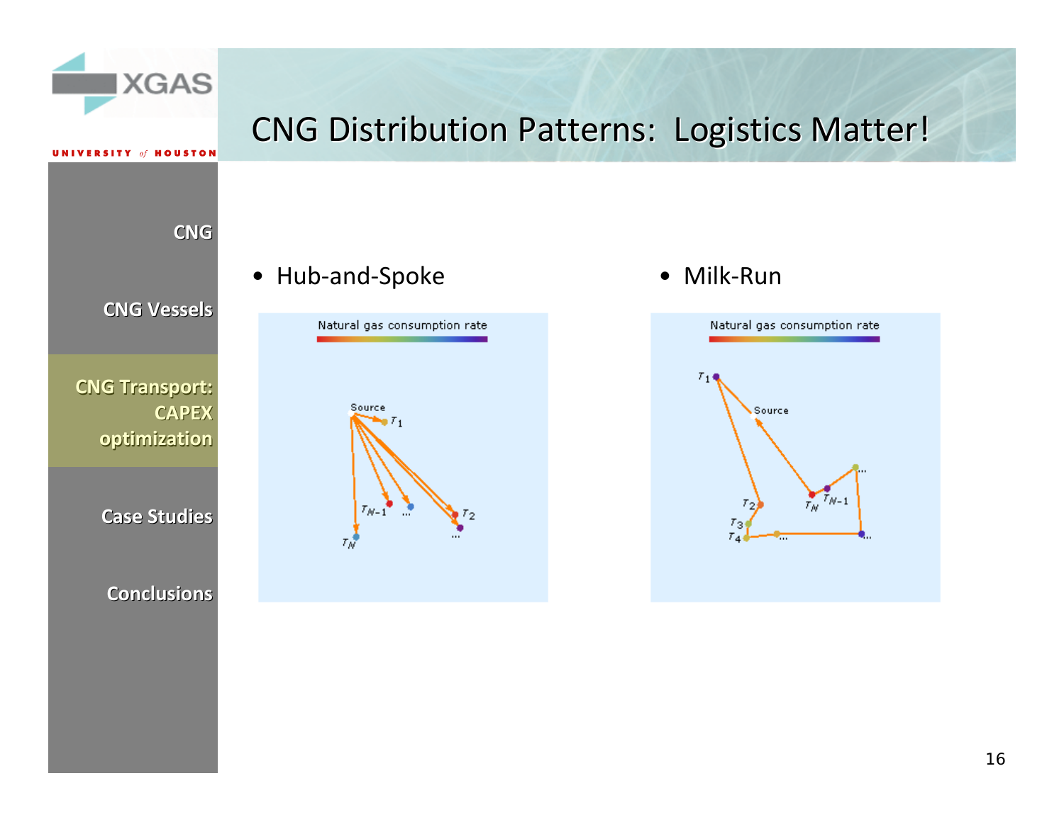# CNG Distribution Patterns: Logistics Matter!

- Hub-and-Spoke
- Milk-Run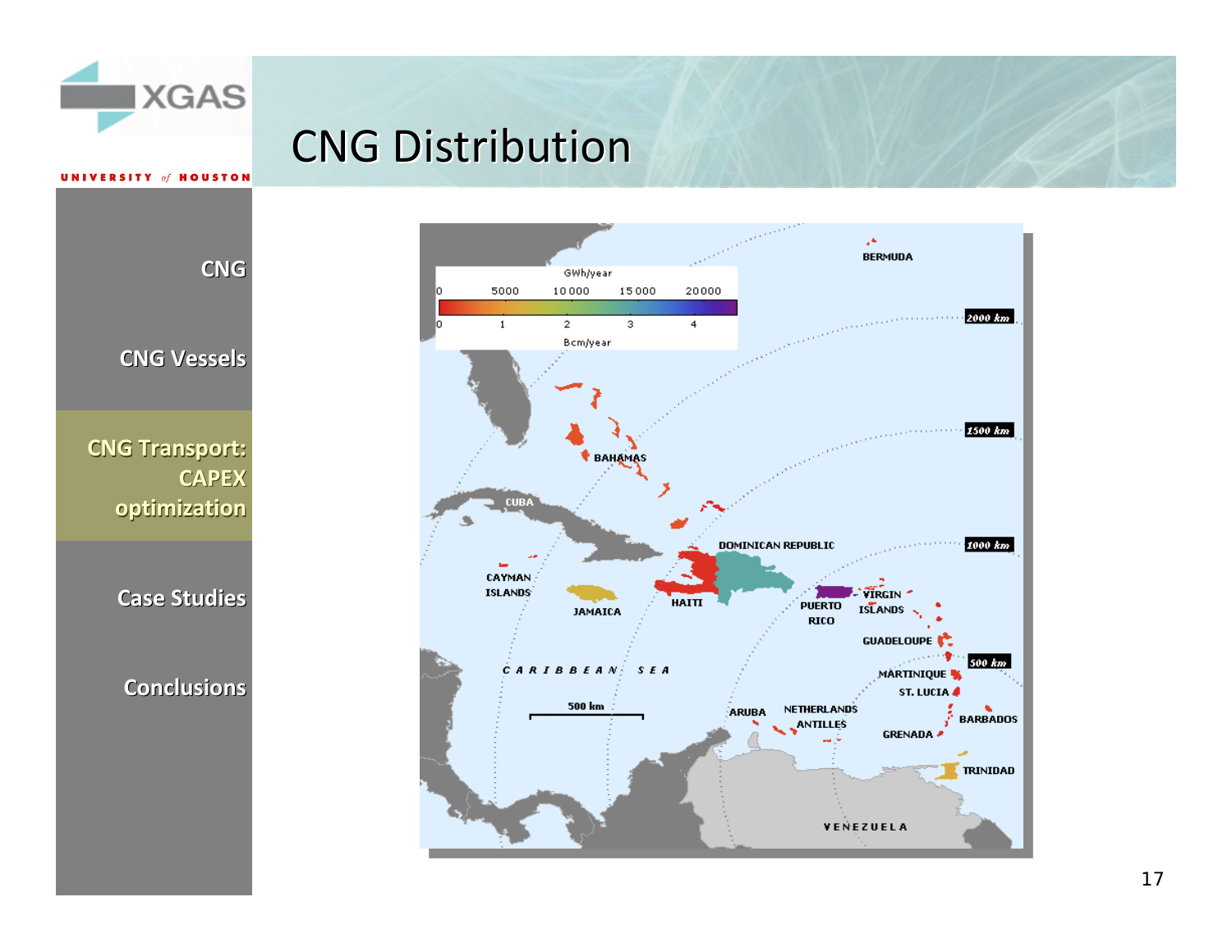# CNG Distribution

- CNG
- CNG Vessels
- **CNG Transport: CAPEX optimization**
- Case Studies
- Conclusions

GWh/year

0 | 5000 | 10 000 | 15 000 | 20 000

0 | 1 | 2 | 3 | 4

Bcm/year

BERMUDA

2000 km

1500 km

1000 km

500 km

BAHAMAS

CUBA

CAYMAN ISLANDS

JAMAICA

HAITI

DOMINICAN REPUBLIC

PUERTO RICO

VIRGIN ISLANDS

GUADELOUPE

MARTINIQUE

ST. LUCIA

BARBADOS

GRENADA

TRINIDAD

ARUBA

NETHERLANDS ANTILLES

CARIBBEAN SEA

500 km

VENEZUELA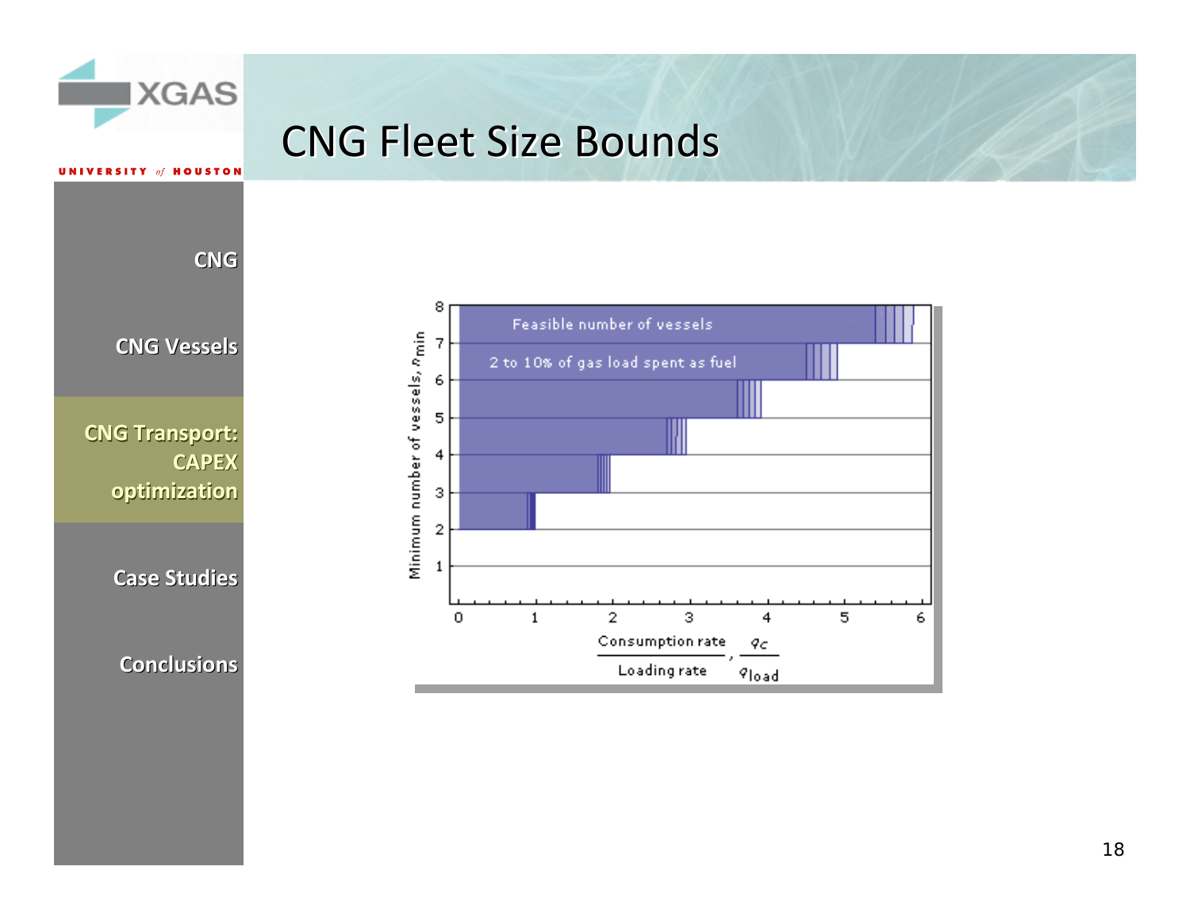# CNG Fleet Size Bounds

- CNG
- CNG Vessels
- CNG Transport: CAPEX optimization
- Case Studies
- Conclusions

Feasible number of vessels

2 to 10% of gas load spent as fuel

Minimum number of vessels, $n_{min}$

Consumption rate / Loading rate, $\frac{q_C}{q_{load}}$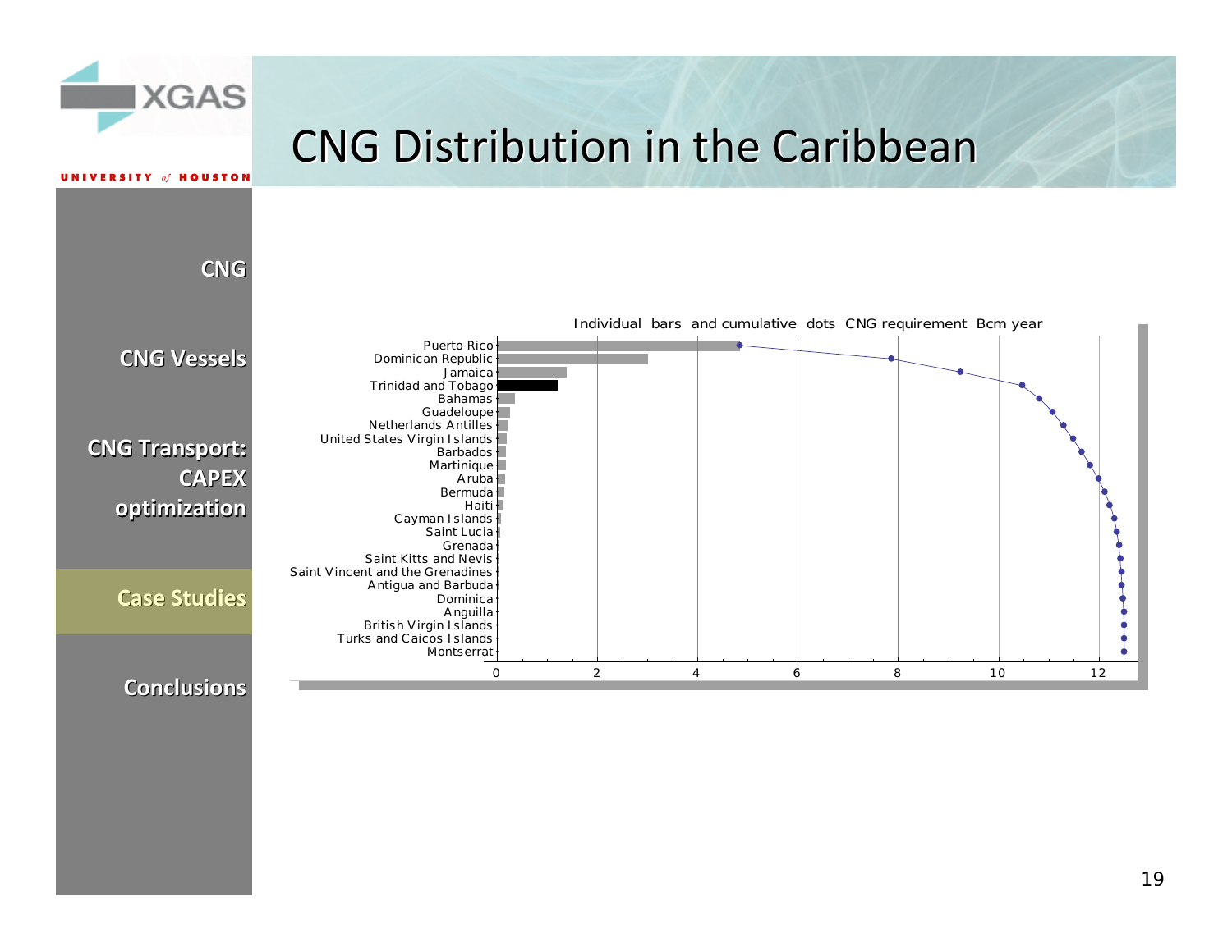# CNG Distribution in the Caribbean

- CNG
- CNG Vessels
- CNG Transport: CAPEX optimization
- **Case Studies**
- Conclusions

Individual bars and cumulative dots CNG requirement Bcm year

Puerto Rico
Dominican Republic
Jamaica
Trinidad and Tobago
Bahamas
Guadeloupe
Netherlands Antilles
United States Virgin Islands
Barbados
Martinique
Aruba
Bermuda
Haiti
Cayman Islands
Saint Lucia
Grenada
Saint Kitts and Nevis
Saint Vincent and the Grenadines
Antigua and Barbuda
Dominica
Anguilla
British Virgin Islands
Turks and Caicos Islands
Montserrat

0 2 4 6 8 10 12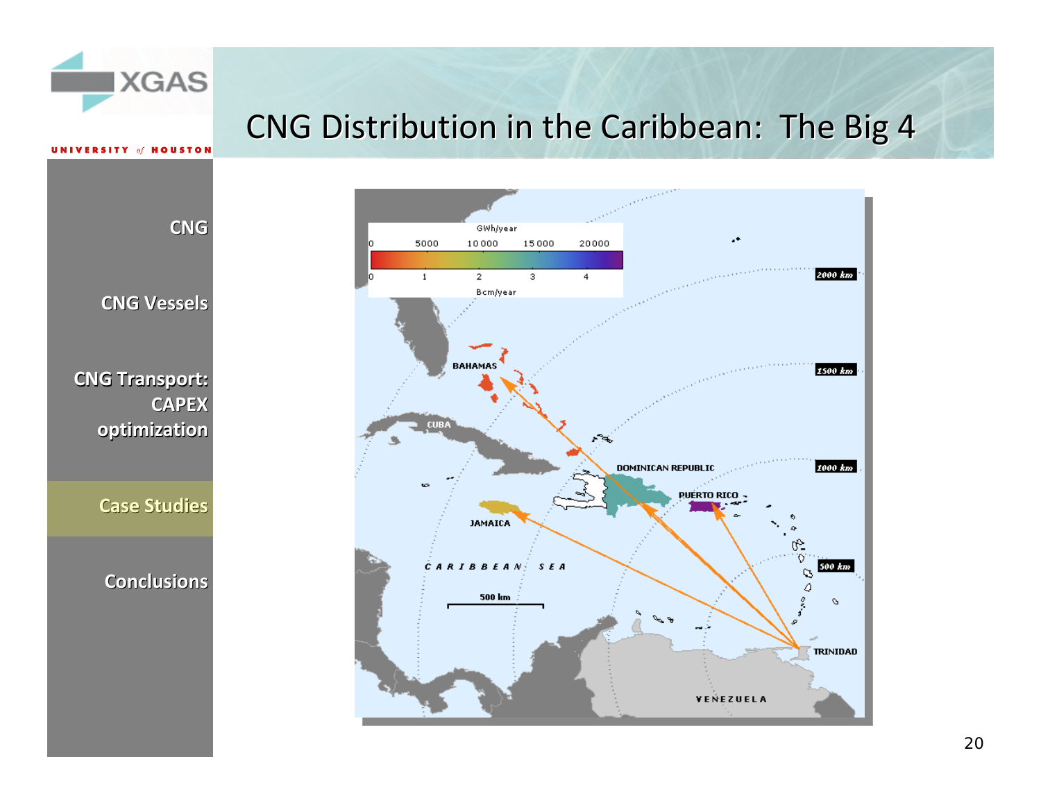# CNG Distribution in the Caribbean: The Big 4

- CNG
- CNG Vessels
- CNG Transport: CAPEX optimization
- **Case Studies**
- Conclusions

GWh/year: 0, 5000, 10 000, 15 000, 20 000

Bcm/year: 0, 1, 2, 3, 4

BAHAMAS

CUBA

DOMINICAN REPUBLIC

PUERTO RICO

JAMAICA

CARIBBEAN SEA

TRINIDAD

VENEZUELA

500 km

2000 km

1500 km

1000 km

500 km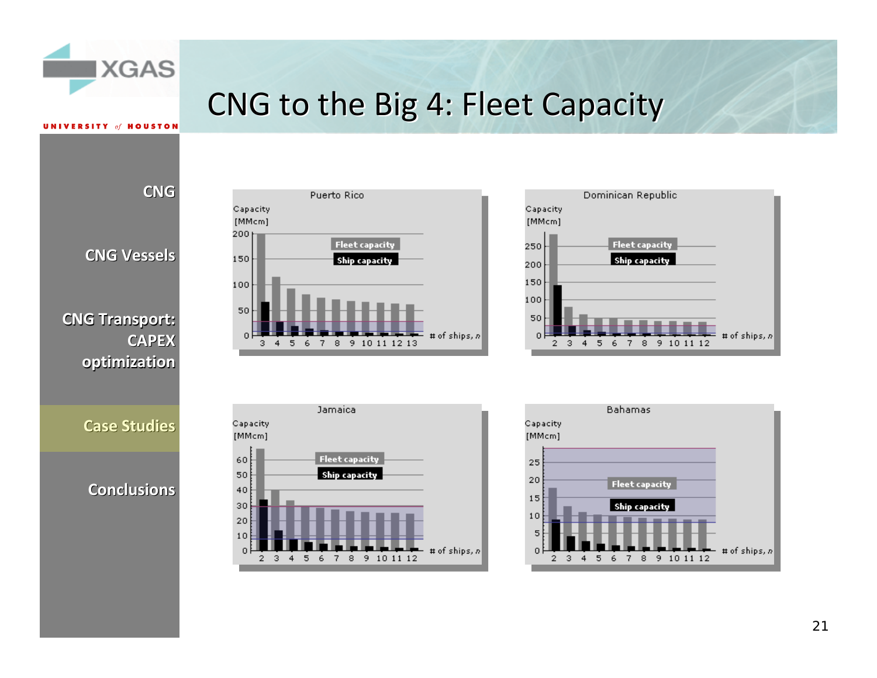# CNG to the Big 4: Fleet Capacity

- CNG
- CNG Vessels
- CNG Transport: CAPEX optimization
- **Case Studies**
- Conclusions

**Puerto Rico**

Capacity [MMcm]: 0, 50, 100, 150, 200

Fleet capacity / Ship capacity

# of ships, n: 3, 4, 5, 6, 7, 8, 9, 10, 11, 12, 13

**Dominican Republic**

Capacity [MMcm]: 0, 50, 100, 150, 200, 250

Fleet capacity / Ship capacity

# of ships, n: 2, 3, 4, 5, 6, 7, 8, 9, 10, 11, 12

**Jamaica**

Capacity [MMcm]: 0, 10, 20, 30, 40, 50, 60

Fleet capacity / Ship capacity

# of ships, n: 2, 3, 4, 5, 6, 7, 8, 9, 10, 11, 12

**Bahamas**

Capacity [MMcm]: 0, 5, 10, 15, 20, 25

Fleet capacity / Ship capacity

# of ships, n: 2, 3, 4, 5, 6, 7, 8, 9, 10, 11, 12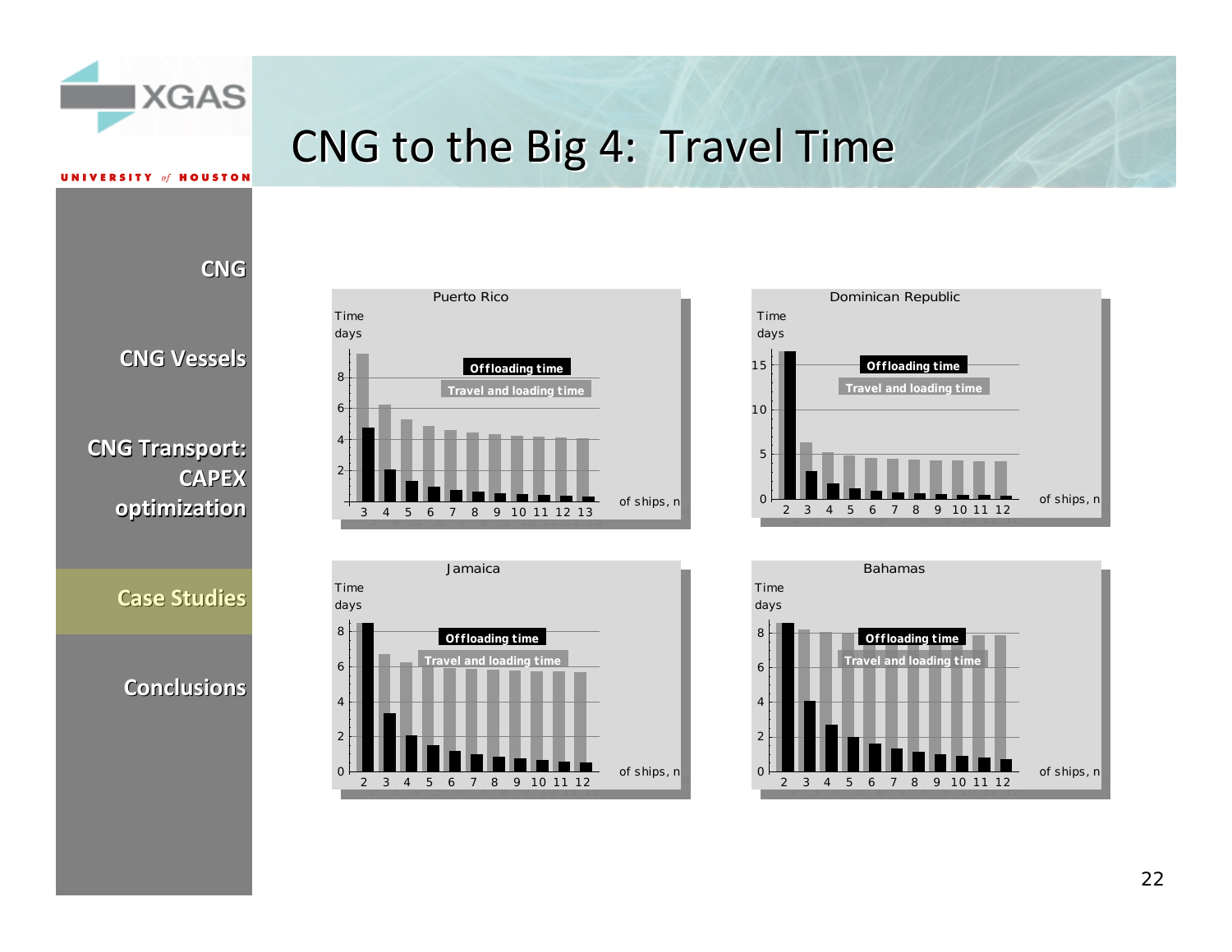# CNG to the Big 4: Travel Time

- CNG
- CNG Vessels
- CNG Transport: CAPEX optimization
- **Case Studies**
- Conclusions

**Puerto Rico**

Time days

Offloading time

Travel and loading time

of ships, n

**Dominican Republic**

Time days

Offloading time

Travel and loading time

of ships, n

**Jamaica**

Time days

Offloading time

Travel and loading time

of ships, n

**Bahamas**

Time days

Offloading time

Travel and loading time

of ships, n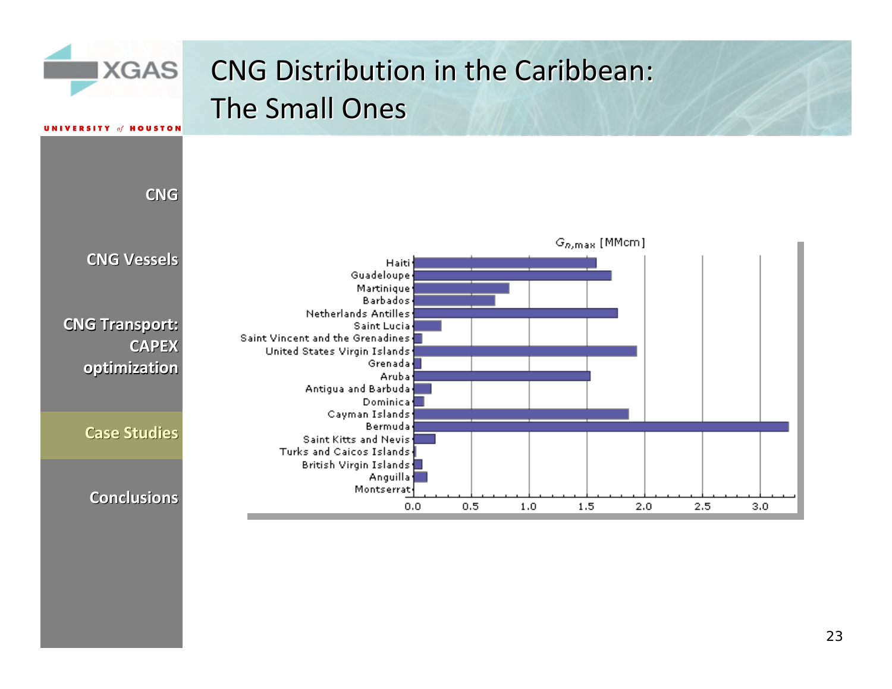# CNG Distribution in the Caribbean: The Small Ones

- CNG
- CNG Vessels
- CNG Transport: CAPEX optimization
- **Case Studies**
- Conclusions

$G_{n,max}$ [MMcm]

| Country | $G_{n,max}$ [MMcm] (approx.) |
|---|---|
| Haiti | 1.58 |
| Guadeloupe | 1.71 |
| Martinique | 0.82 |
| Barbados | 0.70 |
| Netherlands Antilles | 1.76 |
| Saint Lucia | 0.24 |
| Saint Vincent and the Grenadines | 0.07 |
| United States Virgin Islands | 1.93 |
| Grenada | 0.06 |
| Aruba | 1.53 |
| Antigua and Barbuda | 0.15 |
| Dominica | 0.09 |
| Cayman Islands | 1.86 |
| Bermuda | 3.25 |
| Saint Kitts and Nevis | 0.19 |
| Turks and Caicos Islands | 0.02 |
| British Virgin Islands | 0.07 |
| Anguilla | 0.12 |
| Montserrat | 0.00 |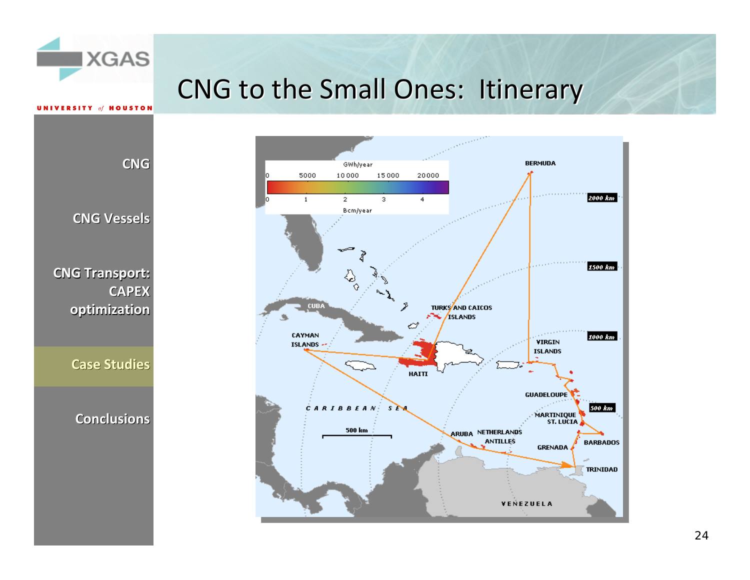# CNG to the Small Ones: Itinerary

- CNG
- CNG Vessels
- CNG Transport: CAPEX optimization
- Case Studies
- Conclusions

GWh/year: 0, 5000, 10 000, 15 000, 20 000

Bcm/year: 0, 1, 2, 3, 4

BERMUDA

TURKS AND CAICOS ISLANDS

CUBA

CAYMAN ISLANDS

HAITI

VIRGIN ISLANDS

GUADELOUPE

MARTINIQUE

ST. LUCIA

BARBADOS

GRENADA

TRINIDAD

ARUBA

NETHERLANDS ANTILLES

VENEZUELA

CARIBBEAN SEA

500 km

2000 km

1500 km

1000 km

500 km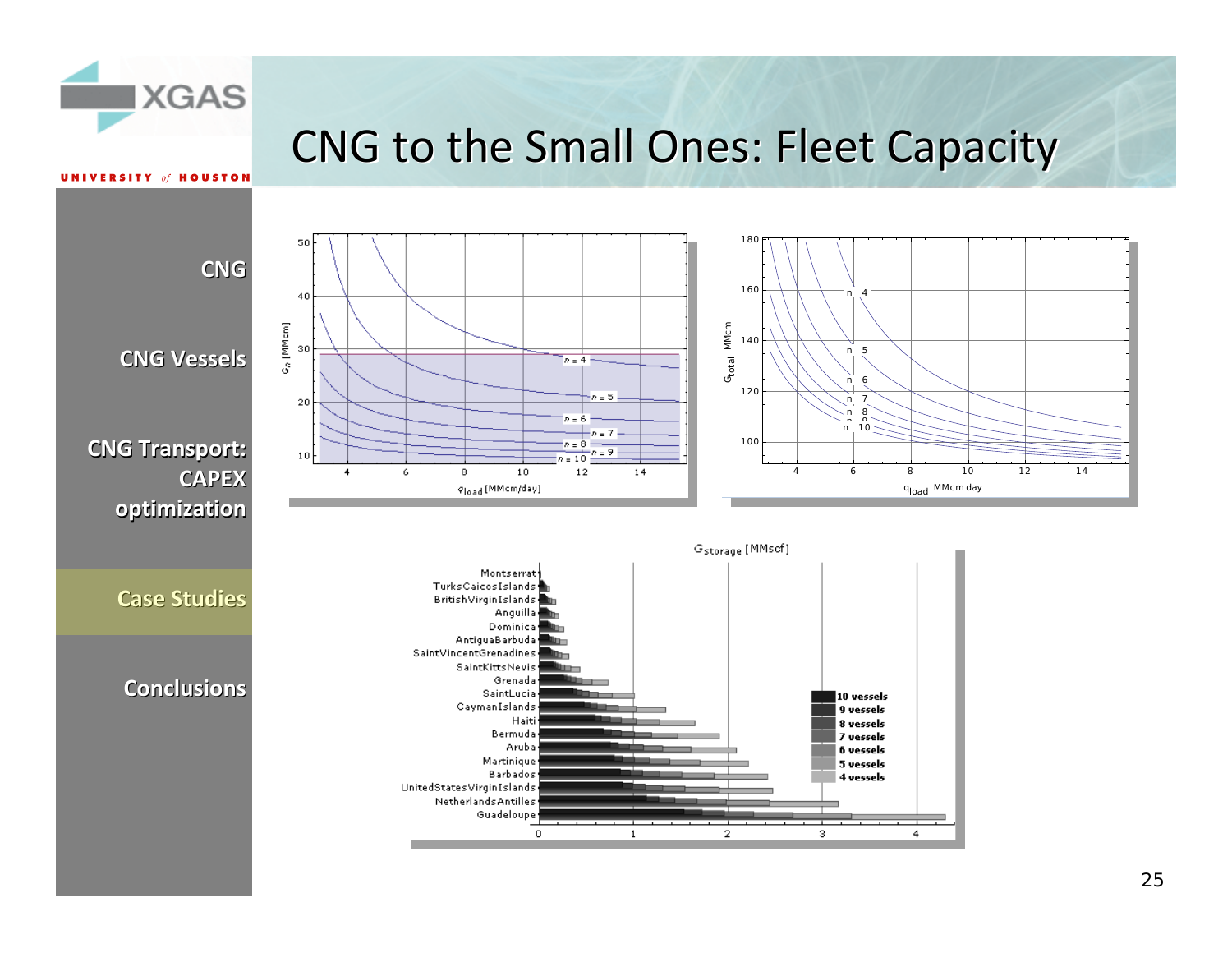# CNG to the Small Ones: Fleet Capacity

- CNG
- CNG Vessels
- CNG Transport: CAPEX optimization
- **Case Studies**
- Conclusions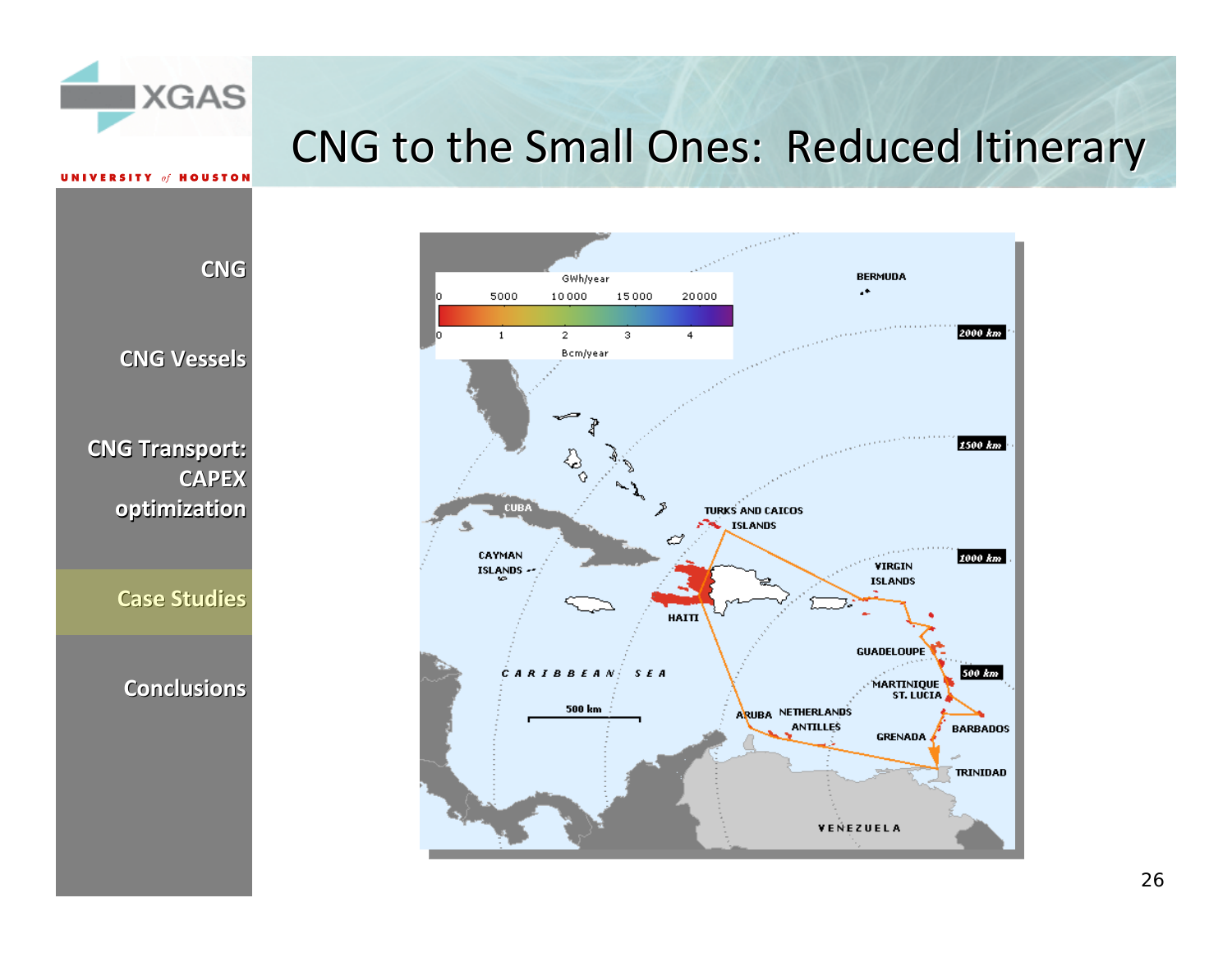# CNG to the Small Ones: Reduced Itinerary

- CNG
- CNG Vessels
- CNG Transport: CAPEX optimization
- Case Studies
- Conclusions

GWh/year

0 5000 10 000 15 000 20000

0 1 2 3 4

Bcm/year

BERMUDA

2000 km

1500 km

1000 km

500 km

CUBA

TURKS AND CAICOS ISLANDS

CAYMAN ISLANDS

HAITI

VIRGIN ISLANDS

GUADELOUPE

MARTINIQUE

ST. LUCIA

BARBADOS

GRENADA

TRINIDAD

ARUBA

NETHERLANDS ANTILLES

CARIBBEAN SEA

500 km

VENEZUELA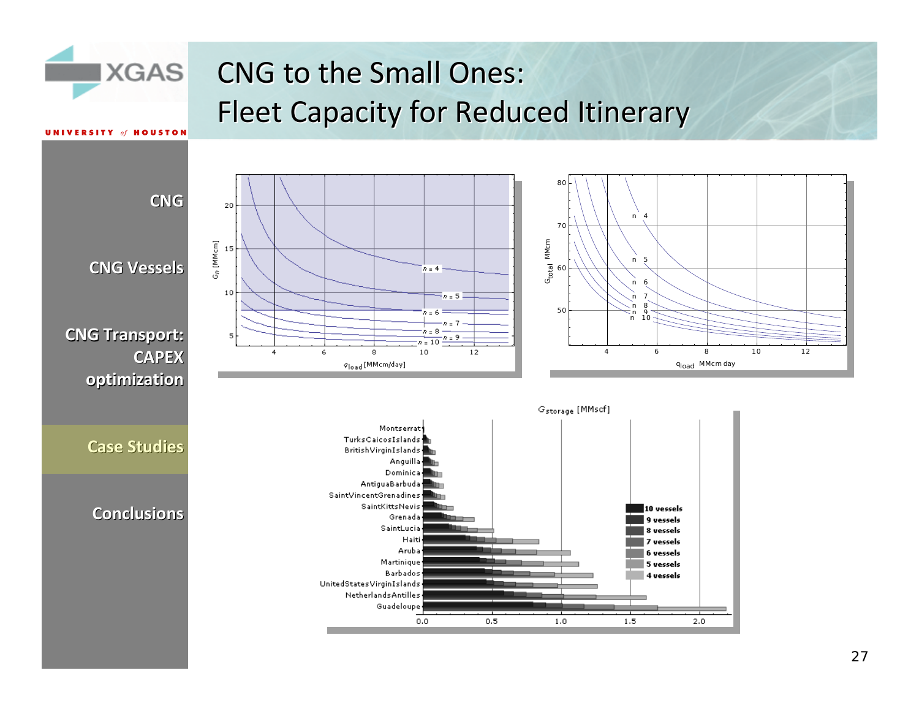# CNG to the Small Ones: Fleet Capacity for Reduced Itinerary

- CNG
- CNG Vessels
- CNG Transport: CAPEX optimization
- **Case Studies**
- Conclusions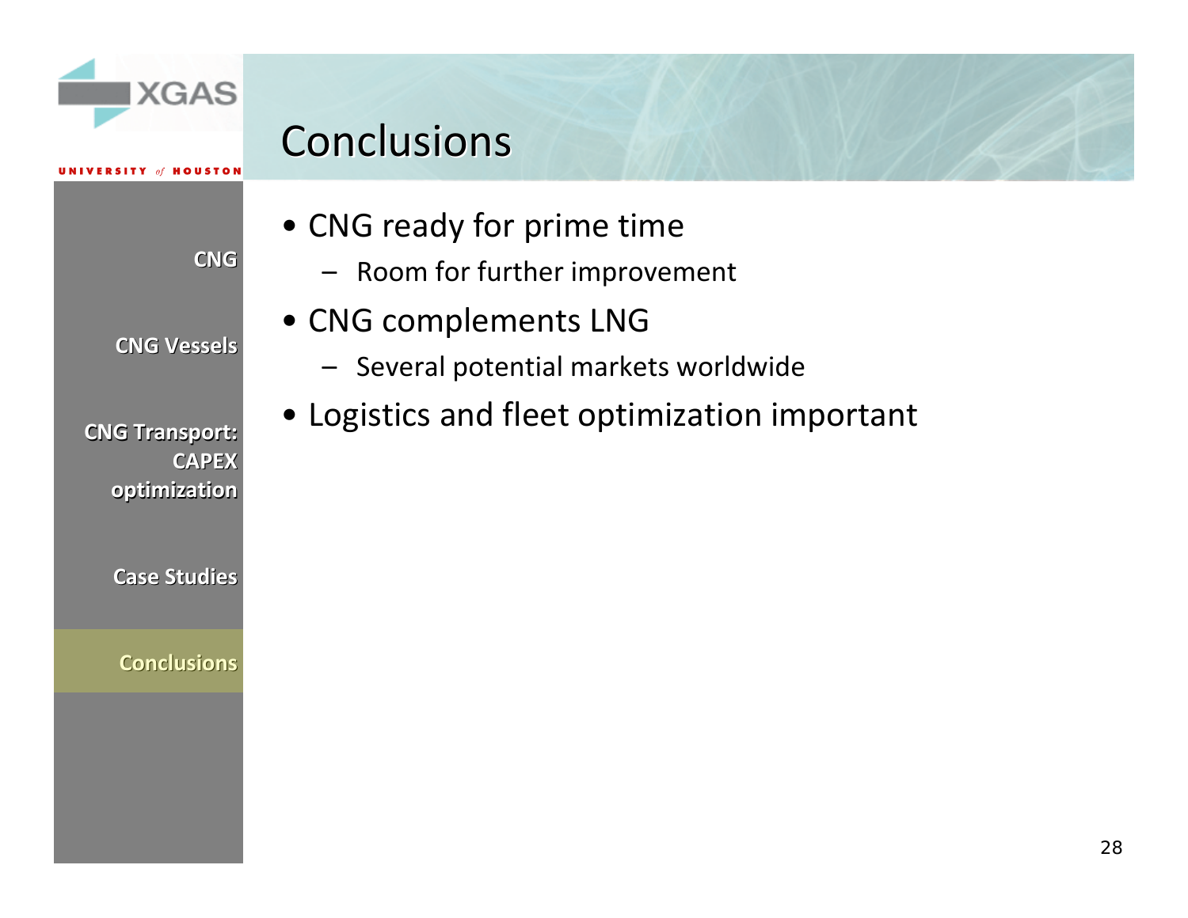# Conclusions

- CNG ready for prime time
  - Room for further improvement
- CNG complements LNG
  - Several potential markets worldwide
- Logistics and fleet optimization important